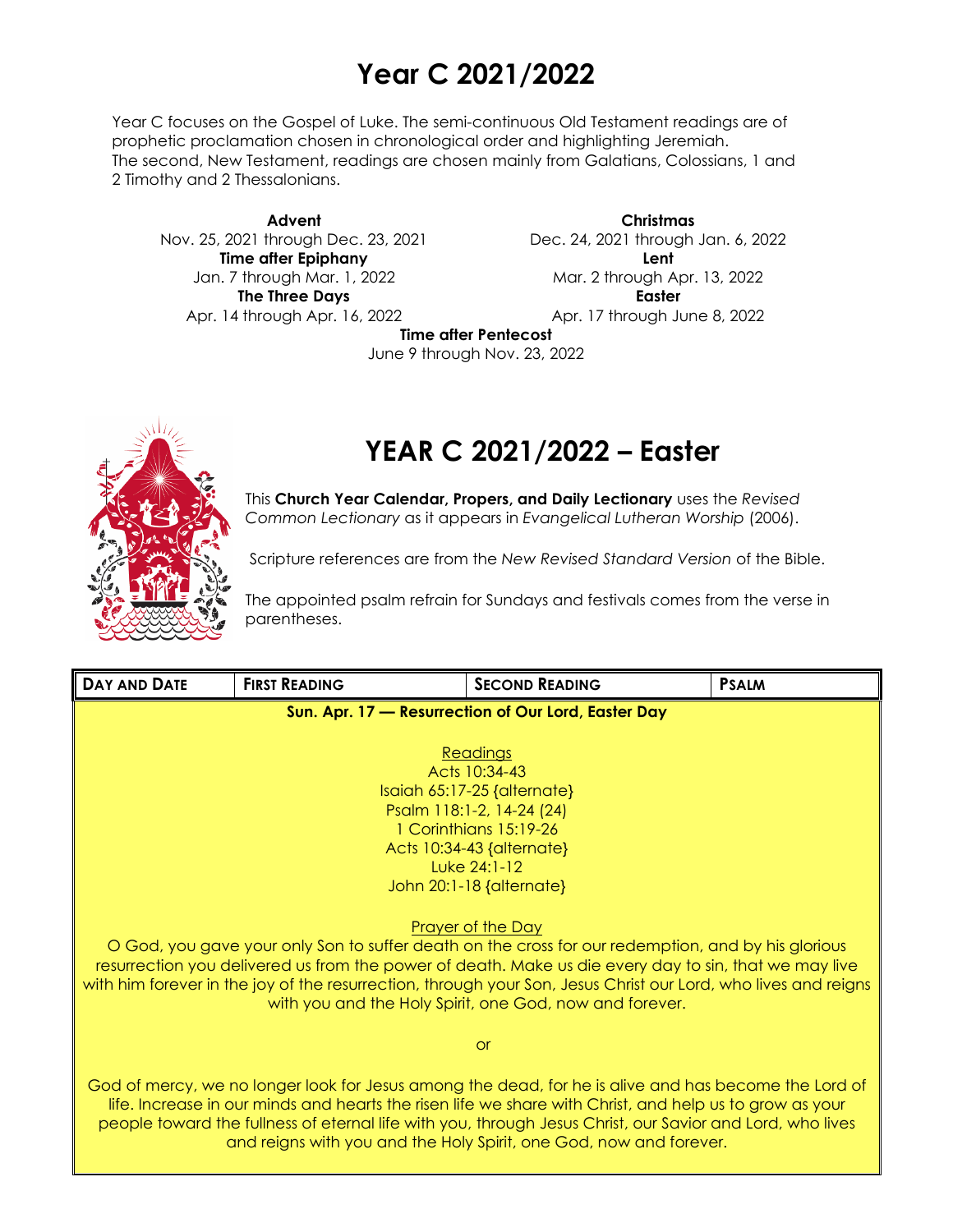# Year C 2021/2022

Year C focuses on the Gospel of Luke. The semi-continuous Old Testament readings are of prophetic proclamation chosen in chronological order and highlighting Jeremiah. The second, New Testament, readings are chosen mainly from Galatians, Colossians, 1 and 2 Timothy and 2 Thessalonians.

**Advent**
Nov. 25, 2021 through Dec. 23, 2021

**Christmas**
Dec. 24, 2021 through Jan. 6, 2022

**Time after Epiphany**
Jan. 7 through Mar. 1, 2022

**Lent**
Mar. 2 through Apr. 13, 2022

**The Three Days**
Apr. 14 through Apr. 16, 2022

**Easter**
Apr. 17 through June 8, 2022

**Time after Pentecost**
June 9 through Nov. 23, 2022

# YEAR C 2021/2022 – Easter

This **Church Year Calendar, Propers, and Daily Lectionary** uses the *Revised Common Lectionary* as it appears in *Evangelical Lutheran Worship* (2006).

Scripture references are from the *New Revised Standard Version* of the Bible.

The appointed psalm refrain for Sundays and festivals comes from the verse in parentheses.

| DAY AND DATE | FIRST READING | SECOND READING | PSALM |
|---|---|---|---|
| **Sun. Apr. 17 — Resurrection of Our Lord, Easter Day** | | | |

**Readings**
Acts 10:34-43
Isaiah 65:17-25 {alternate}
Psalm 118:1-2, 14-24 (24)
1 Corinthians 15:19-26
Acts 10:34-43 {alternate}
Luke 24:1-12
John 20:1-18 {alternate}

**Prayer of the Day**
O God, you gave your only Son to suffer death on the cross for our redemption, and by his glorious resurrection you delivered us from the power of death. Make us die every day to sin, that we may live with him forever in the joy of the resurrection, through your Son, Jesus Christ our Lord, who lives and reigns with you and the Holy Spirit, one God, now and forever.

or

God of mercy, we no longer look for Jesus among the dead, for he is alive and has become the Lord of life. Increase in our minds and hearts the risen life we share with Christ, and help us to grow as your people toward the fullness of eternal life with you, through Jesus Christ, our Savior and Lord, who lives and reigns with you and the Holy Spirit, one God, now and forever.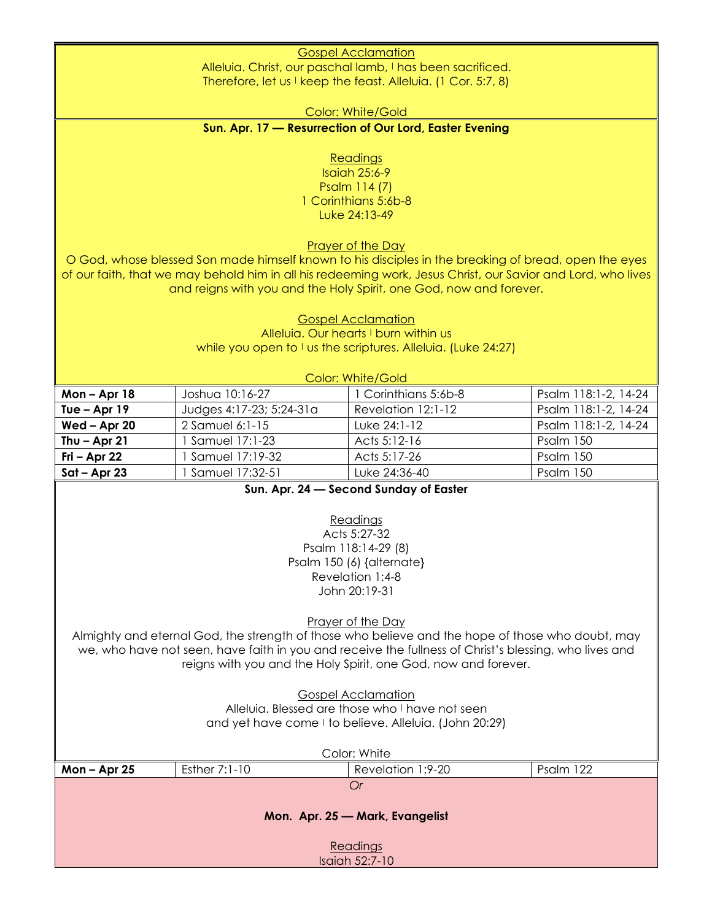Gospel Acclamation

Alleluia. Christ, our paschal lamb, | has been sacrificed.
Therefore, let us | keep the feast. Alleluia. (1 Cor. 5:7, 8)

Color: White/Gold

**Sun. Apr. 17 — Resurrection of Our Lord, Easter Evening**

Readings

Isaiah 25:6-9
Psalm 114 (7)
1 Corinthians 5:6b-8
Luke 24:13-49

Prayer of the Day

O God, whose blessed Son made himself known to his disciples in the breaking of bread, open the eyes of our faith, that we may behold him in all his redeeming work, Jesus Christ, our Savior and Lord, who lives and reigns with you and the Holy Spirit, one God, now and forever.

Gospel Acclamation

Alleluia. Our hearts | burn within us
while you open to | us the scriptures. Alleluia. (Luke 24:27)

Color: White/Gold

| | | | |
|---|---|---|---|
| **Mon – Apr 18** | Joshua 10:16-27 | 1 Corinthians 5:6b-8 | Psalm 118:1-2, 14-24 |
| **Tue – Apr 19** | Judges 4:17-23; 5:24-31a | Revelation 12:1-12 | Psalm 118:1-2, 14-24 |
| **Wed – Apr 20** | 2 Samuel 6:1-15 | Luke 24:1-12 | Psalm 118:1-2, 14-24 |
| **Thu – Apr 21** | 1 Samuel 17:1-23 | Acts 5:12-16 | Psalm 150 |
| **Fri – Apr 22** | 1 Samuel 17:19-32 | Acts 5:17-26 | Psalm 150 |
| **Sat – Apr 23** | 1 Samuel 17:32-51 | Luke 24:36-40 | Psalm 150 |

**Sun. Apr. 24 — Second Sunday of Easter**

Readings

Acts 5:27-32
Psalm 118:14-29 (8)
Psalm 150 (6) {alternate}
Revelation 1:4-8
John 20:19-31

Prayer of the Day

Almighty and eternal God, the strength of those who believe and the hope of those who doubt, may we, who have not seen, have faith in you and receive the fullness of Christ's blessing, who lives and reigns with you and the Holy Spirit, one God, now and forever.

Gospel Acclamation

Alleluia. Blessed are those who | have not seen
and yet have come | to believe. Alleluia. (John 20:29)

Color: White

| | | | |
|---|---|---|---|
| **Mon – Apr 25** | Esther 7:1-10 | Revelation 1:9-20 | Psalm 122 |

*Or*

**Mon. Apr. 25 — Mark, Evangelist**

Readings

Isaiah 52:7-10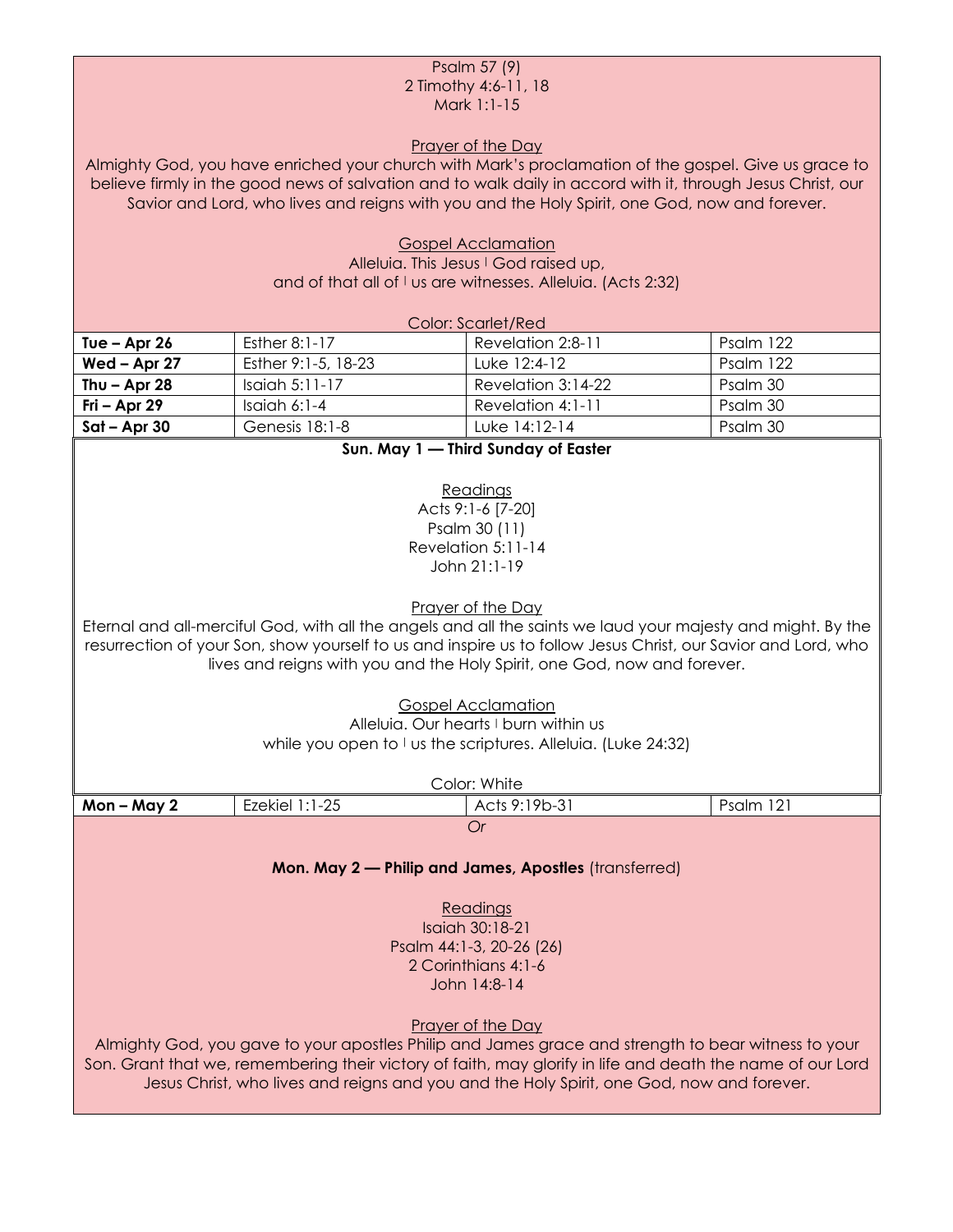Psalm 57 (9)
2 Timothy 4:6-11, 18
Mark 1:1-15

Prayer of the Day

Almighty God, you have enriched your church with Mark's proclamation of the gospel. Give us grace to believe firmly in the good news of salvation and to walk daily in accord with it, through Jesus Christ, our Savior and Lord, who lives and reigns with you and the Holy Spirit, one God, now and forever.

Gospel Acclamation

Alleluia. This Jesus ׀ God raised up,
and of that all of ׀ us are witnesses. Alleluia. (Acts 2:32)

Color: Scarlet/Red

| | | | |
|---|---|---|---|
| **Tue – Apr 26** | Esther 8:1-17 | Revelation 2:8-11 | Psalm 122 |
| **Wed – Apr 27** | Esther 9:1-5, 18-23 | Luke 12:4-12 | Psalm 122 |
| **Thu – Apr 28** | Isaiah 5:11-17 | Revelation 3:14-22 | Psalm 30 |
| **Fri – Apr 29** | Isaiah 6:1-4 | Revelation 4:1-11 | Psalm 30 |
| **Sat – Apr 30** | Genesis 18:1-8 | Luke 14:12-14 | Psalm 30 |

**Sun. May 1 — Third Sunday of Easter**

Readings

Acts 9:1-6 [7-20]
Psalm 30 (11)
Revelation 5:11-14
John 21:1-19

Prayer of the Day

Eternal and all-merciful God, with all the angels and all the saints we laud your majesty and might. By the resurrection of your Son, show yourself to us and inspire us to follow Jesus Christ, our Savior and Lord, who lives and reigns with you and the Holy Spirit, one God, now and forever.

Gospel Acclamation

Alleluia. Our hearts ׀ burn within us
while you open to ׀ us the scriptures. Alleluia. (Luke 24:32)

Color: White

| | | | |
|---|---|---|---|
| **Mon – May 2** | Ezekiel 1:1-25 | Acts 9:19b-31 | Psalm 121 |

*Or*

**Mon. May 2 — Philip and James, Apostles** (transferred)

Readings

Isaiah 30:18-21
Psalm 44:1-3, 20-26 (26)
2 Corinthians 4:1-6
John 14:8-14

Prayer of the Day

Almighty God, you gave to your apostles Philip and James grace and strength to bear witness to your Son. Grant that we, remembering their victory of faith, may glorify in life and death the name of our Lord Jesus Christ, who lives and reigns and you and the Holy Spirit, one God, now and forever.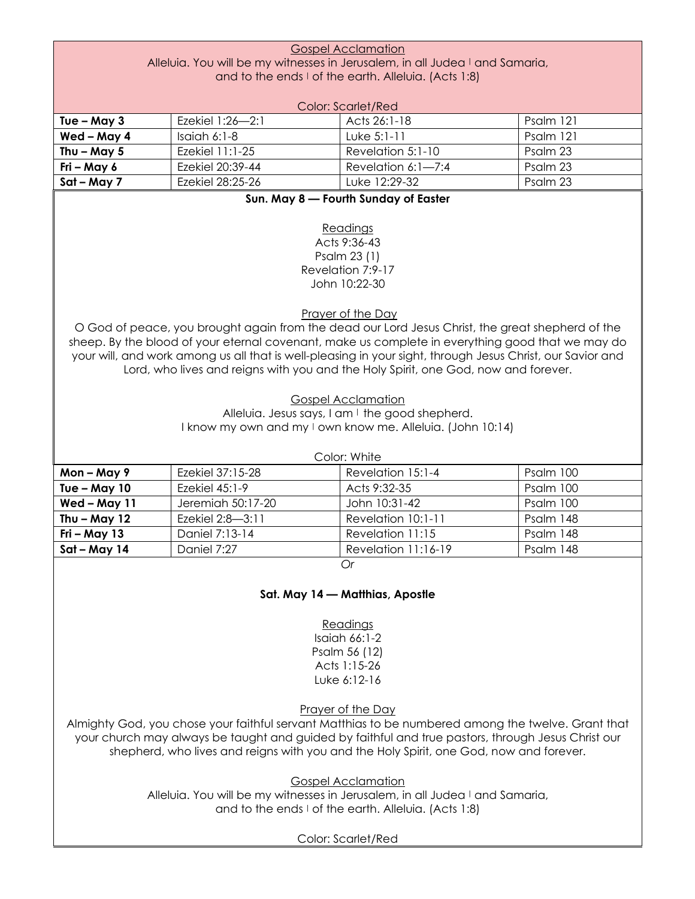Gospel Acclamation

Alleluia. You will be my witnesses in Jerusalem, in all Judea | and Samaria, and to the ends | of the earth. Alleluia. (Acts 1:8)

Color: Scarlet/Red

| | | | |
|---|---|---|---|
| **Tue – May 3** | Ezekiel 1:26—2:1 | Acts 26:1-18 | Psalm 121 |
| **Wed – May 4** | Isaiah 6:1-8 | Luke 5:1-11 | Psalm 121 |
| **Thu – May 5** | Ezekiel 11:1-25 | Revelation 5:1-10 | Psalm 23 |
| **Fri – May 6** | Ezekiel 20:39-44 | Revelation 6:1—7:4 | Psalm 23 |
| **Sat – May 7** | Ezekiel 28:25-26 | Luke 12:29-32 | Psalm 23 |

**Sun. May 8 — Fourth Sunday of Easter**

Readings

Acts 9:36-43
Psalm 23 (1)
Revelation 7:9-17
John 10:22-30

Prayer of the Day

O God of peace, you brought again from the dead our Lord Jesus Christ, the great shepherd of the sheep. By the blood of your eternal covenant, make us complete in everything good that we may do your will, and work among us all that is well-pleasing in your sight, through Jesus Christ, our Savior and Lord, who lives and reigns with you and the Holy Spirit, one God, now and forever.

Gospel Acclamation

Alleluia. Jesus says, I am | the good shepherd.
I know my own and my | own know me. Alleluia. (John 10:14)

Color: White

| | | | |
|---|---|---|---|
| **Mon – May 9** | Ezekiel 37:15-28 | Revelation 15:1-4 | Psalm 100 |
| **Tue – May 10** | Ezekiel 45:1-9 | Acts 9:32-35 | Psalm 100 |
| **Wed – May 11** | Jeremiah 50:17-20 | John 10:31-42 | Psalm 100 |
| **Thu – May 12** | Ezekiel 2:8—3:11 | Revelation 10:1-11 | Psalm 148 |
| **Fri – May 13** | Daniel 7:13-14 | Revelation 11:15 | Psalm 148 |
| **Sat – May 14** | Daniel 7:27 | Revelation 11:16-19 | Psalm 148 |

*Or*

**Sat. May 14 — Matthias, Apostle**

Readings

Isaiah 66:1-2
Psalm 56 (12)
Acts 1:15-26
Luke 6:12-16

Prayer of the Day

Almighty God, you chose your faithful servant Matthias to be numbered among the twelve. Grant that your church may always be taught and guided by faithful and true pastors, through Jesus Christ our shepherd, who lives and reigns with you and the Holy Spirit, one God, now and forever.

Gospel Acclamation

Alleluia. You will be my witnesses in Jerusalem, in all Judea | and Samaria, and to the ends | of the earth. Alleluia. (Acts 1:8)

Color: Scarlet/Red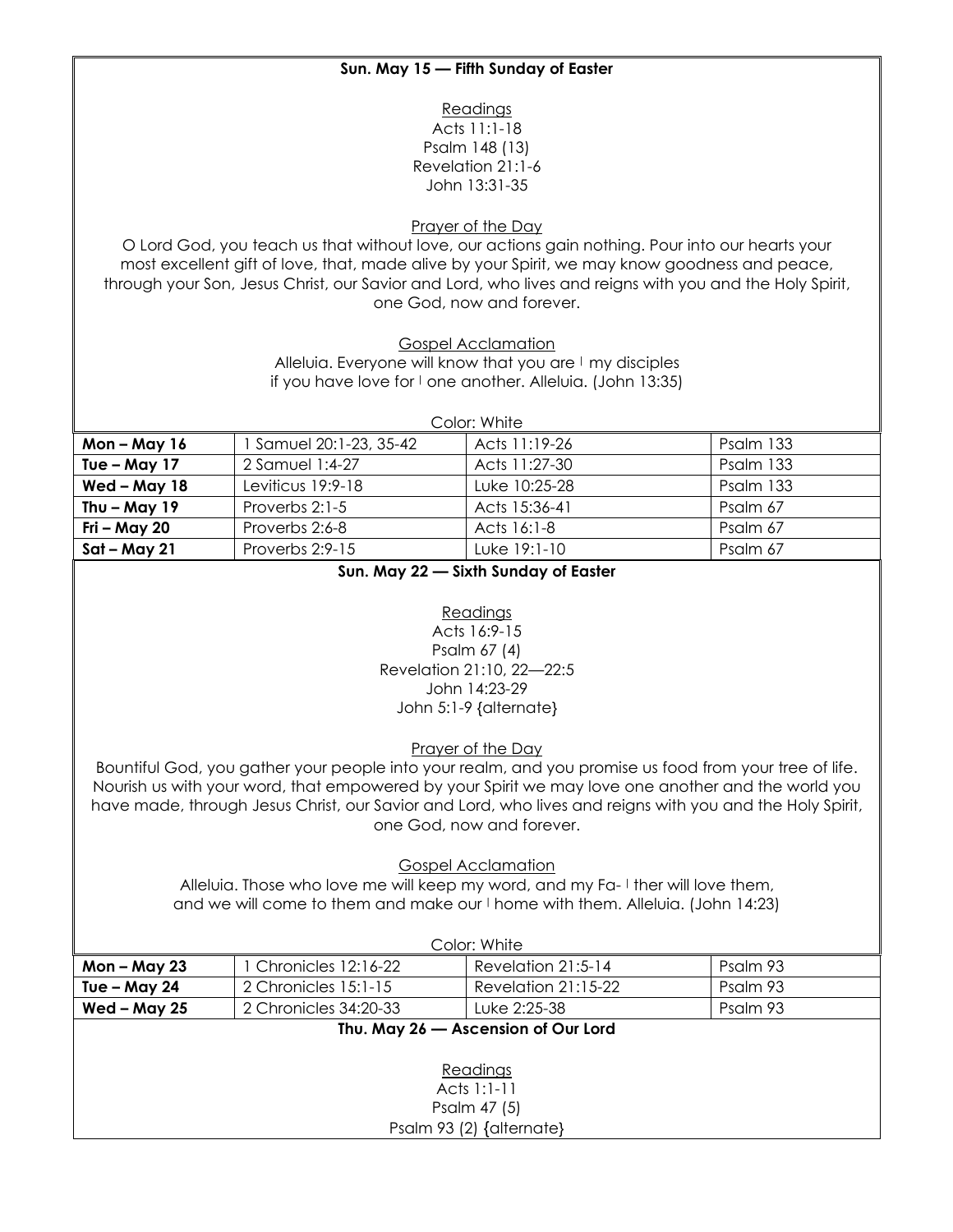**Sun. May 15 — Fifth Sunday of Easter**

Readings
Acts 11:1-18
Psalm 148 (13)
Revelation 21:1-6
John 13:31-35

Prayer of the Day
O Lord God, you teach us that without love, our actions gain nothing. Pour into our hearts your most excellent gift of love, that, made alive by your Spirit, we may know goodness and peace, through your Son, Jesus Christ, our Savior and Lord, who lives and reigns with you and the Holy Spirit, one God, now and forever.

Gospel Acclamation
Alleluia. Everyone will know that you are | my disciples
if you have love for | one another. Alleluia. (John 13:35)

Color: White

| | | | |
|---|---|---|---|
| **Mon – May 16** | 1 Samuel 20:1-23, 35-42 | Acts 11:19-26 | Psalm 133 |
| **Tue – May 17** | 2 Samuel 1:4-27 | Acts 11:27-30 | Psalm 133 |
| **Wed – May 18** | Leviticus 19:9-18 | Luke 10:25-28 | Psalm 133 |
| **Thu – May 19** | Proverbs 2:1-5 | Acts 15:36-41 | Psalm 67 |
| **Fri – May 20** | Proverbs 2:6-8 | Acts 16:1-8 | Psalm 67 |
| **Sat – May 21** | Proverbs 2:9-15 | Luke 19:1-10 | Psalm 67 |

**Sun. May 22 — Sixth Sunday of Easter**

Readings
Acts 16:9-15
Psalm 67 (4)
Revelation 21:10, 22—22:5
John 14:23-29
John 5:1-9 {alternate}

Prayer of the Day
Bountiful God, you gather your people into your realm, and you promise us food from your tree of life. Nourish us with your word, that empowered by your Spirit we may love one another and the world you have made, through Jesus Christ, our Savior and Lord, who lives and reigns with you and the Holy Spirit, one God, now and forever.

Gospel Acclamation
Alleluia. Those who love me will keep my word, and my Fa- | ther will love them,
and we will come to them and make our | home with them. Alleluia. (John 14:23)

Color: White

| | | | |
|---|---|---|---|
| **Mon – May 23** | 1 Chronicles 12:16-22 | Revelation 21:5-14 | Psalm 93 |
| **Tue – May 24** | 2 Chronicles 15:1-15 | Revelation 21:15-22 | Psalm 93 |
| **Wed – May 25** | 2 Chronicles 34:20-33 | Luke 2:25-38 | Psalm 93 |

**Thu. May 26 — Ascension of Our Lord**

Readings
Acts 1:1-11
Psalm 47 (5)
Psalm 93 (2) {alternate}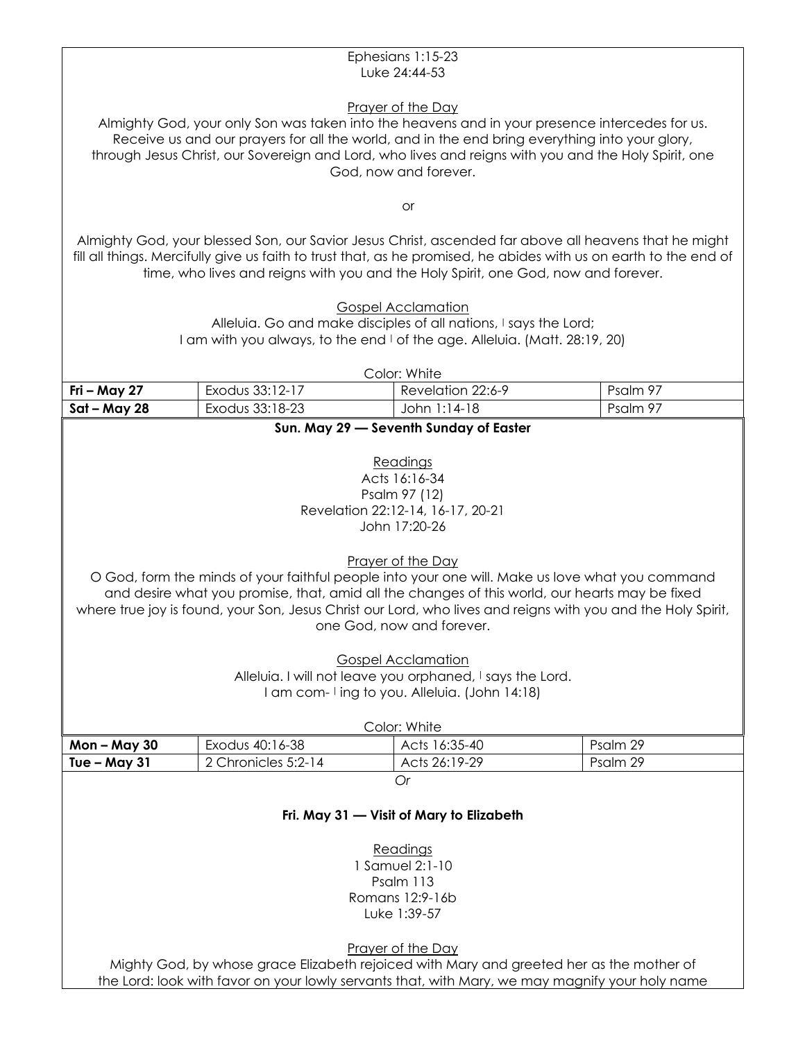Ephesians 1:15-23
Luke 24:44-53

Prayer of the Day

Almighty God, your only Son was taken into the heavens and in your presence intercedes for us. Receive us and our prayers for all the world, and in the end bring everything into your glory, through Jesus Christ, our Sovereign and Lord, who lives and reigns with you and the Holy Spirit, one God, now and forever.

or

Almighty God, your blessed Son, our Savior Jesus Christ, ascended far above all heavens that he might fill all things. Mercifully give us faith to trust that, as he promised, he abides with us on earth to the end of time, who lives and reigns with you and the Holy Spirit, one God, now and forever.

Gospel Acclamation

Alleluia. Go and make disciples of all nations, | says the Lord;
I am with you always, to the end | of the age. Alleluia. (Matt. 28:19, 20)

Color: White

| | | | |
|---|---|---|---|
| **Fri – May 27** | Exodus 33:12-17 | Revelation 22:6-9 | Psalm 97 |
| **Sat – May 28** | Exodus 33:18-23 | John 1:14-18 | Psalm 97 |

**Sun. May 29 — Seventh Sunday of Easter**

Readings

Acts 16:16-34
Psalm 97 (12)
Revelation 22:12-14, 16-17, 20-21
John 17:20-26

Prayer of the Day

O God, form the minds of your faithful people into your one will. Make us love what you command and desire what you promise, that, amid all the changes of this world, our hearts may be fixed where true joy is found, your Son, Jesus Christ our Lord, who lives and reigns with you and the Holy Spirit, one God, now and forever.

Gospel Acclamation

Alleluia. I will not leave you orphaned, | says the Lord.
I am com- | ing to you. Alleluia. (John 14:18)

Color: White

| | | | |
|---|---|---|---|
| **Mon – May 30** | Exodus 40:16-38 | Acts 16:35-40 | Psalm 29 |
| **Tue – May 31** | 2 Chronicles 5:2-14 | Acts 26:19-29 | Psalm 29 |

*Or*

**Fri. May 31 — Visit of Mary to Elizabeth**

Readings

1 Samuel 2:1-10
Psalm 113
Romans 12:9-16b
Luke 1:39-57

Prayer of the Day

Mighty God, by whose grace Elizabeth rejoiced with Mary and greeted her as the mother of the Lord: look with favor on your lowly servants that, with Mary, we may magnify your holy name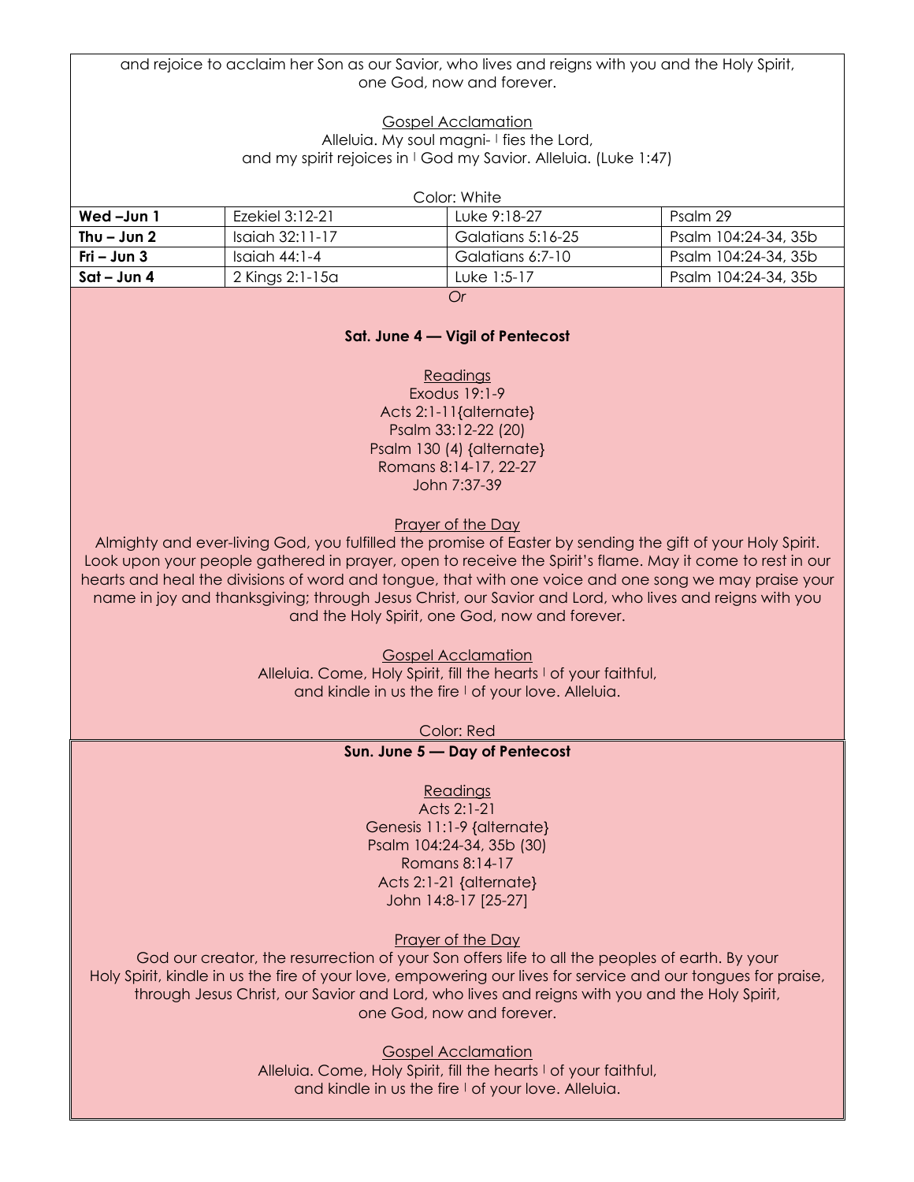and rejoice to acclaim her Son as our Savior, who lives and reigns with you and the Holy Spirit, one God, now and forever.

Gospel Acclamation

Alleluia. My soul magni- | fies the Lord,
and my spirit rejoices in | God my Savior. Alleluia. (Luke 1:47)

Color: White

| | | | |
|---|---|---|---|
| **Wed –Jun 1** | Ezekiel 3:12-21 | Luke 9:18-27 | Psalm 29 |
| **Thu – Jun 2** | Isaiah 32:11-17 | Galatians 5:16-25 | Psalm 104:24-34, 35b |
| **Fri – Jun 3** | Isaiah 44:1-4 | Galatians 6:7-10 | Psalm 104:24-34, 35b |
| **Sat – Jun 4** | 2 Kings 2:1-15a | Luke 1:5-17 | Psalm 104:24-34, 35b |

*Or*

**Sat. June 4 — Vigil of Pentecost**

Readings

Exodus 19:1-9
Acts 2:1-11{alternate}
Psalm 33:12-22 (20)
Psalm 130 (4) {alternate}
Romans 8:14-17, 22-27
John 7:37-39

Prayer of the Day

Almighty and ever-living God, you fulfilled the promise of Easter by sending the gift of your Holy Spirit. Look upon your people gathered in prayer, open to receive the Spirit's flame. May it come to rest in our hearts and heal the divisions of word and tongue, that with one voice and one song we may praise your name in joy and thanksgiving; through Jesus Christ, our Savior and Lord, who lives and reigns with you and the Holy Spirit, one God, now and forever.

Gospel Acclamation

Alleluia. Come, Holy Spirit, fill the hearts | of your faithful,
and kindle in us the fire | of your love. Alleluia.

Color: Red

**Sun. June 5 — Day of Pentecost**

Readings

Acts 2:1-21
Genesis 11:1-9 {alternate}
Psalm 104:24-34, 35b (30)
Romans 8:14-17
Acts 2:1-21 {alternate}
John 14:8-17 [25-27]

Prayer of the Day

God our creator, the resurrection of your Son offers life to all the peoples of earth. By your Holy Spirit, kindle in us the fire of your love, empowering our lives for service and our tongues for praise, through Jesus Christ, our Savior and Lord, who lives and reigns with you and the Holy Spirit, one God, now and forever.

Gospel Acclamation

Alleluia. Come, Holy Spirit, fill the hearts | of your faithful,
and kindle in us the fire | of your love. Alleluia.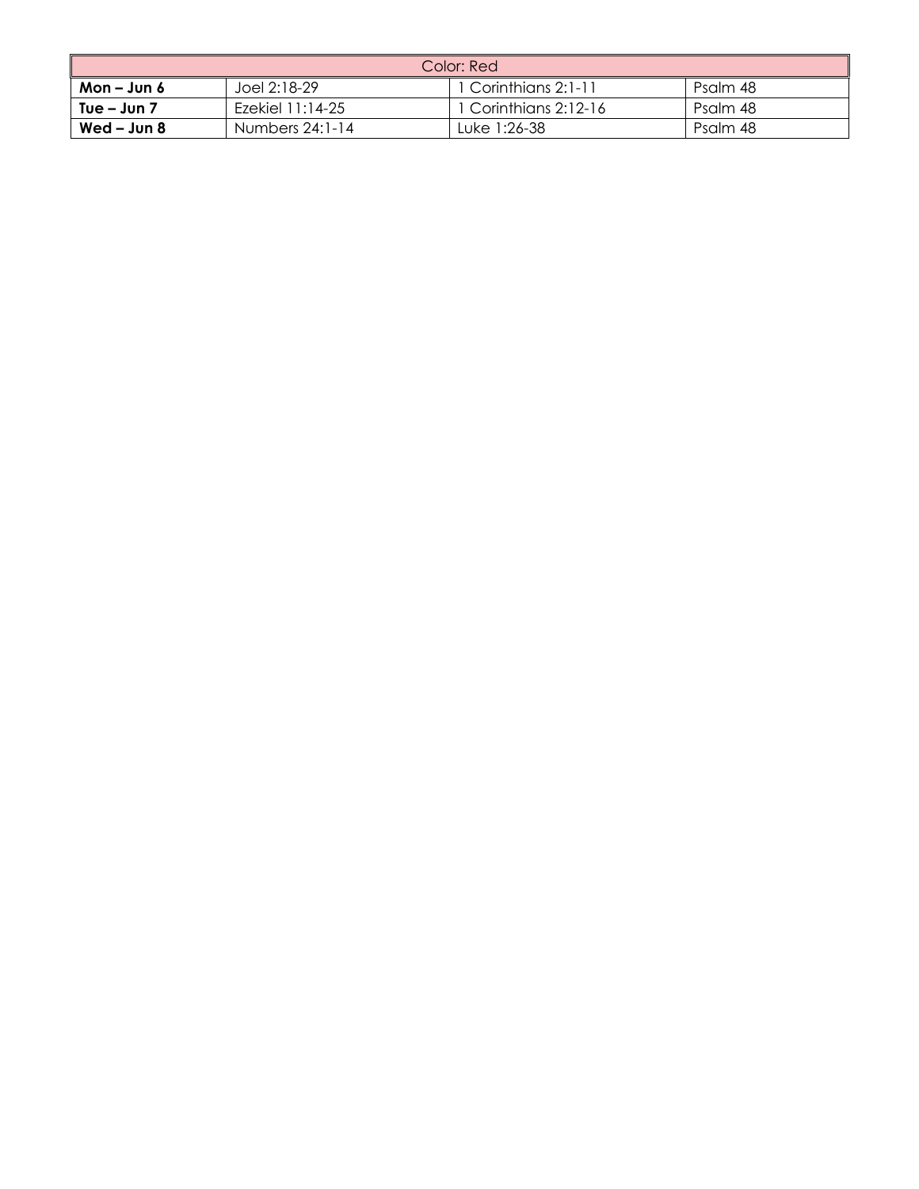| Color: Red | | | |
|---|---|---|---|
| **Mon – Jun 6** | Joel 2:18-29 | 1 Corinthians 2:1-11 | Psalm 48 |
| **Tue – Jun 7** | Ezekiel 11:14-25 | 1 Corinthians 2:12-16 | Psalm 48 |
| **Wed – Jun 8** | Numbers 24:1-14 | Luke 1:26-38 | Psalm 48 |